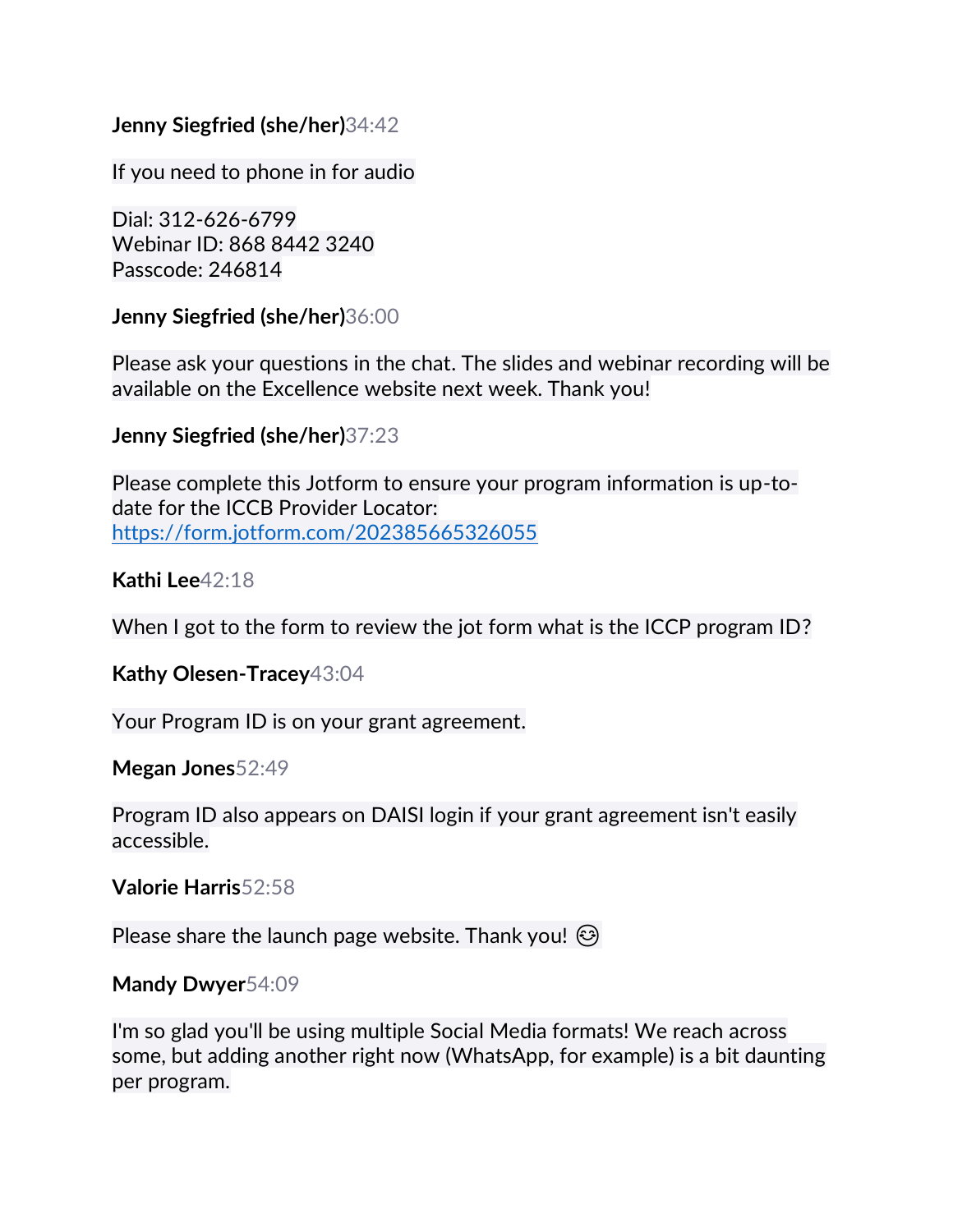**Jenny Siegfried (she/her)**34:42

If you need to phone in for audio

Dial: 312-626-6799
Webinar ID: 868 8442 3240
Passcode: 246814

**Jenny Siegfried (she/her)**36:00

Please ask your questions in the chat. The slides and webinar recording will be available on the Excellence website next week. Thank you!

**Jenny Siegfried (she/her)**37:23

Please complete this Jotform to ensure your program information is up-to-date for the ICCB Provider Locator:
https://form.jotform.com/202385665326055

**Kathi Lee**42:18

When I got to the form to review the jot form what is the ICCP program ID?

**Kathy Olesen-Tracey**43:04

Your Program ID is on your grant agreement.

**Megan Jones**52:49

Program ID also appears on DAISI login if your grant agreement isn't easily accessible.

**Valorie Harris**52:58

Please share the launch page website. Thank you! 😌

**Mandy Dwyer**54:09

I'm so glad you'll be using multiple Social Media formats! We reach across some, but adding another right now (WhatsApp, for example) is a bit daunting per program.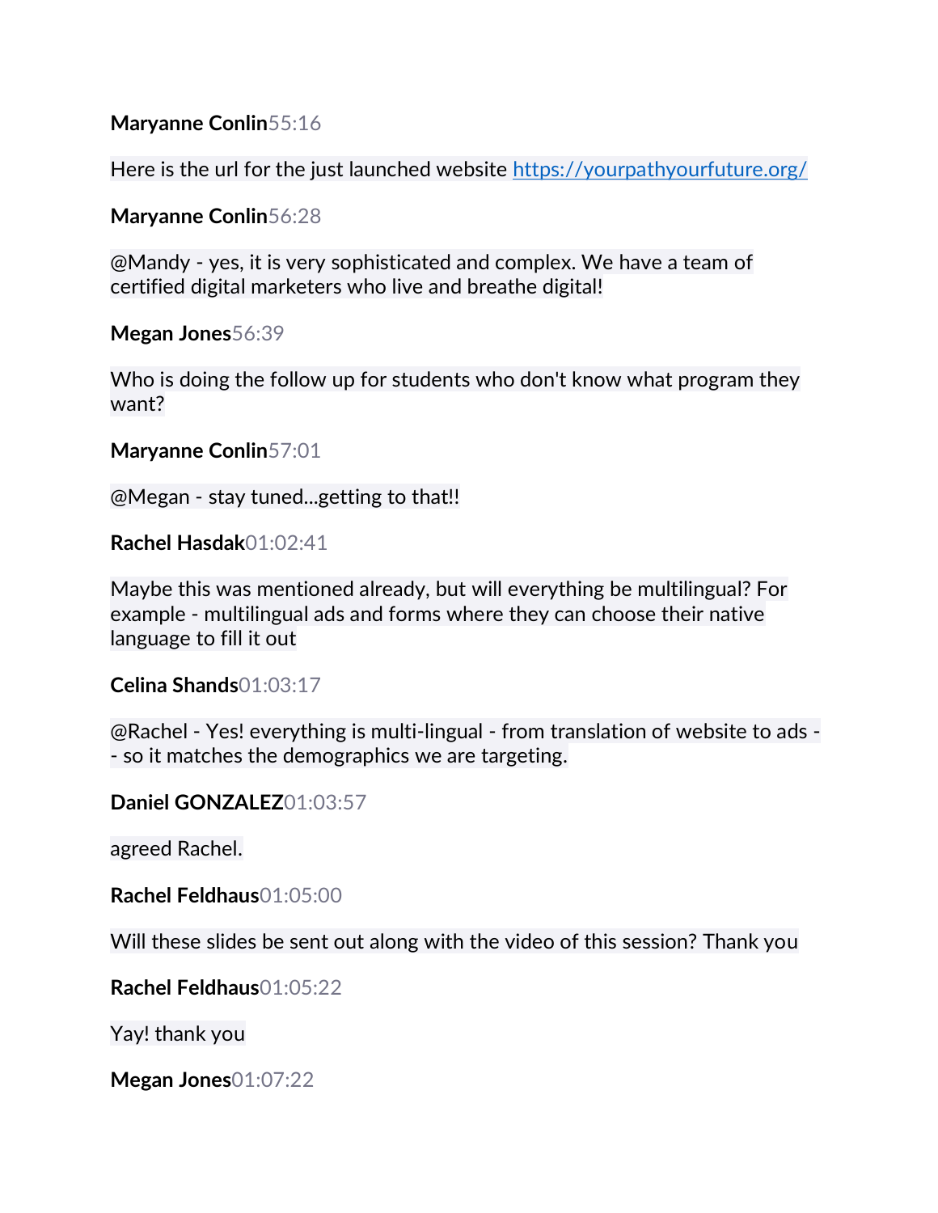**Maryanne Conlin**55:16

Here is the url for the just launched website [https://yourpathyourfuture.org/](https://yourpathyourfuture.org/)

**Maryanne Conlin**56:28

@Mandy - yes, it is very sophisticated and complex. We have a team of certified digital marketers who live and breathe digital!

**Megan Jones**56:39

Who is doing the follow up for students who don't know what program they want?

**Maryanne Conlin**57:01

@Megan - stay tuned...getting to that!!

**Rachel Hasdak**01:02:41

Maybe this was mentioned already, but will everything be multilingual? For example - multilingual ads and forms where they can choose their native language to fill it out

**Celina Shands**01:03:17

@Rachel - Yes! everything is multi-lingual - from translation of website to ads -- so it matches the demographics we are targeting.

**Daniel GONZALEZ**01:03:57

agreed Rachel.

**Rachel Feldhaus**01:05:00

Will these slides be sent out along with the video of this session? Thank you

**Rachel Feldhaus**01:05:22

Yay! thank you

**Megan Jones**01:07:22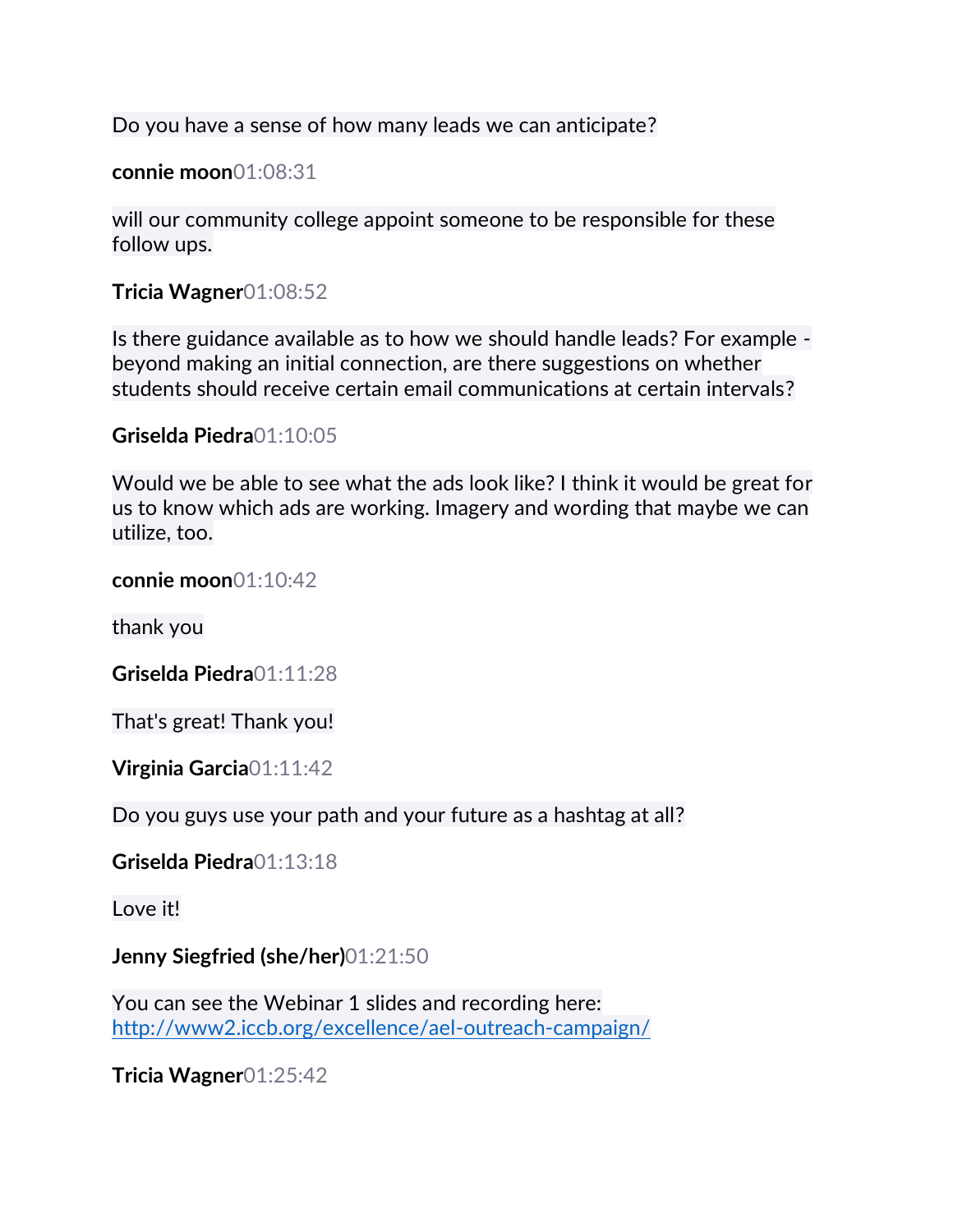Do you have a sense of how many leads we can anticipate?

**connie moon**01:08:31

will our community college appoint someone to be responsible for these follow ups.

**Tricia Wagner**01:08:52

Is there guidance available as to how we should handle leads? For example - beyond making an initial connection, are there suggestions on whether students should receive certain email communications at certain intervals?

**Griselda Piedra**01:10:05

Would we be able to see what the ads look like? I think it would be great for us to know which ads are working. Imagery and wording that maybe we can utilize, too.

**connie moon**01:10:42

thank you

**Griselda Piedra**01:11:28

That's great! Thank you!

**Virginia Garcia**01:11:42

Do you guys use your path and your future as a hashtag at all?

**Griselda Piedra**01:13:18

Love it!

**Jenny Siegfried (she/her)**01:21:50

You can see the Webinar 1 slides and recording here: [http://www2.iccb.org/excellence/ael-outreach-campaign/](http://www2.iccb.org/excellence/ael-outreach-campaign/)

**Tricia Wagner**01:25:42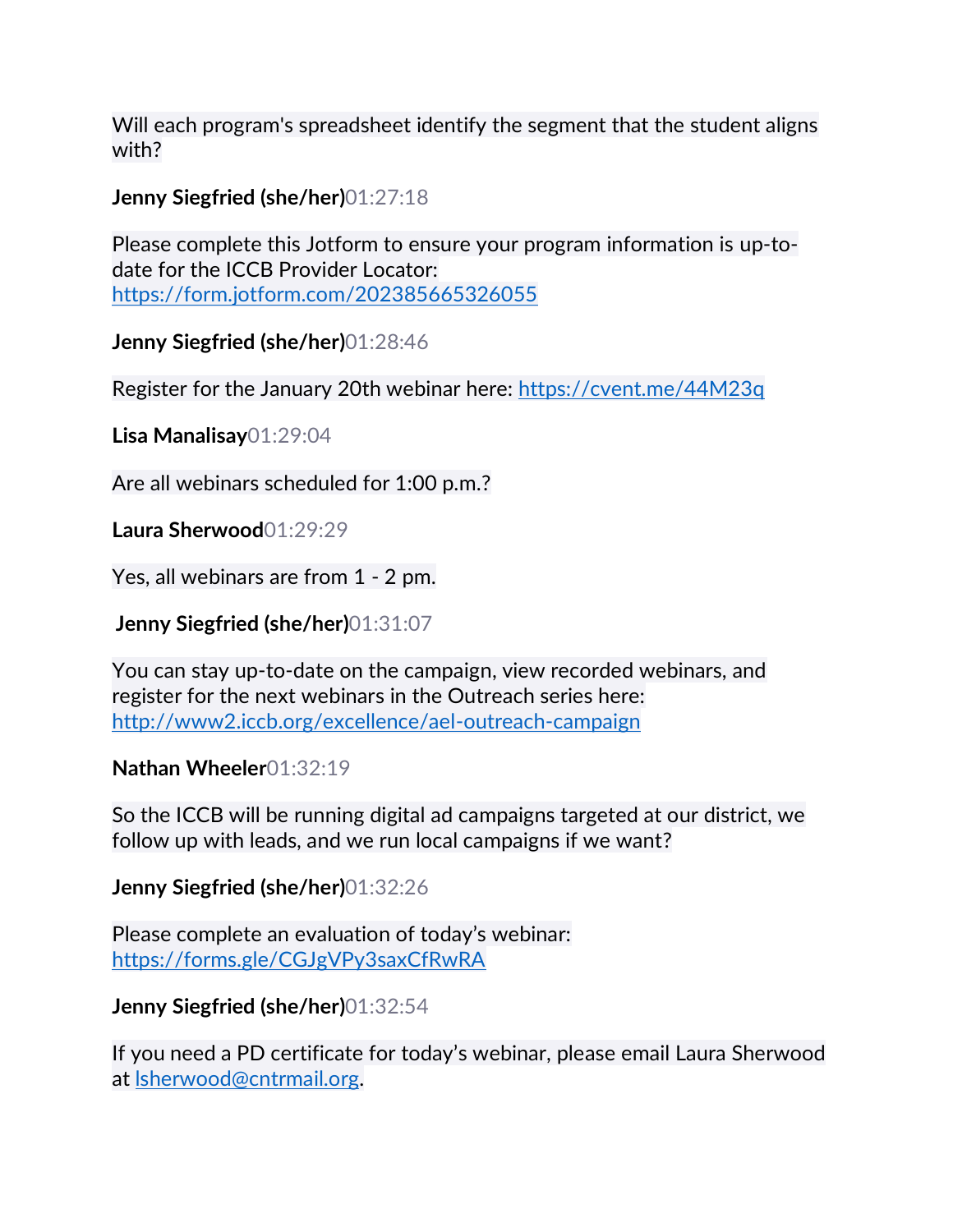Will each program's spreadsheet identify the segment that the student aligns with?

**Jenny Siegfried (she/her)**01:27:18

Please complete this Jotform to ensure your program information is up-to-date for the ICCB Provider Locator: https://form.jotform.com/202385665326055

**Jenny Siegfried (she/her)**01:28:46

Register for the January 20th webinar here: https://cvent.me/44M23q

**Lisa Manalisay**01:29:04

Are all webinars scheduled for 1:00 p.m.?

**Laura Sherwood**01:29:29

Yes, all webinars are from 1 - 2 pm.

**Jenny Siegfried (she/her)**01:31:07

You can stay up-to-date on the campaign, view recorded webinars, and register for the next webinars in the Outreach series here: http://www2.iccb.org/excellence/ael-outreach-campaign

**Nathan Wheeler**01:32:19

So the ICCB will be running digital ad campaigns targeted at our district, we follow up with leads, and we run local campaigns if we want?

**Jenny Siegfried (she/her)**01:32:26

Please complete an evaluation of today's webinar: https://forms.gle/CGJgVPy3saxCfRwRA

**Jenny Siegfried (she/her)**01:32:54

If you need a PD certificate for today's webinar, please email Laura Sherwood at lsherwood@cntrmail.org.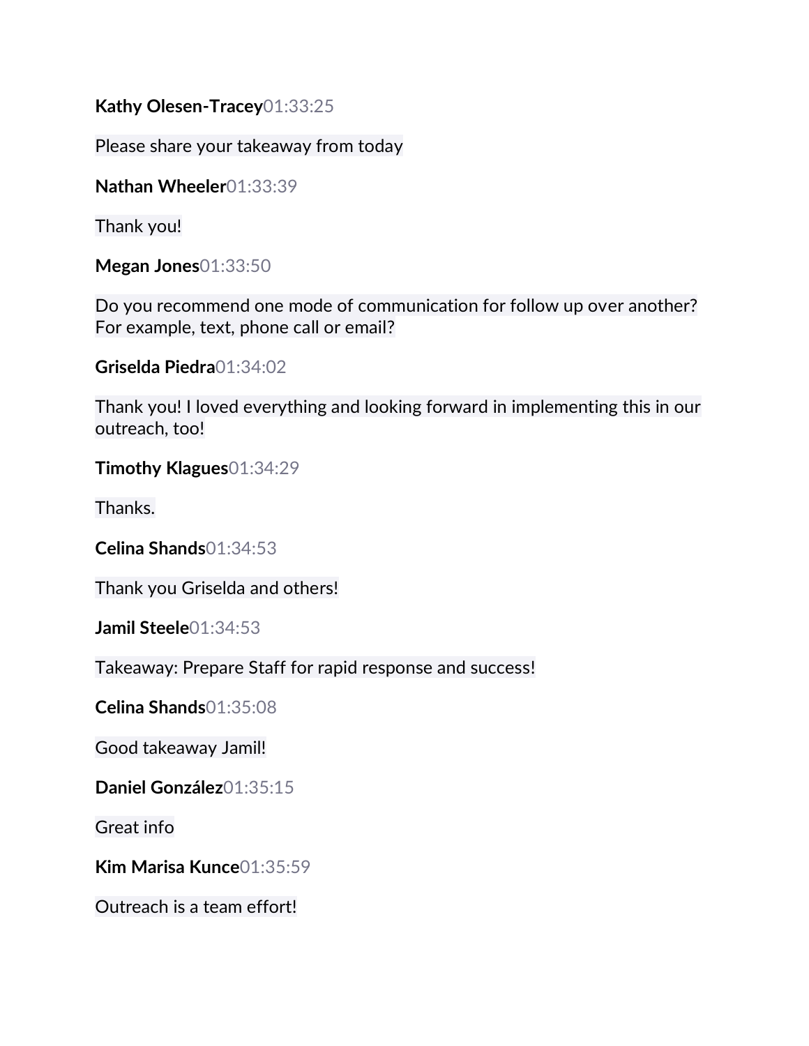**Kathy Olesen-Tracey**01:33:25

Please share your takeaway from today

**Nathan Wheeler**01:33:39

Thank you!

**Megan Jones**01:33:50

Do you recommend one mode of communication for follow up over another? For example, text, phone call or email?

**Griselda Piedra**01:34:02

Thank you! I loved everything and looking forward in implementing this in our outreach, too!

**Timothy Klagues**01:34:29

Thanks.

**Celina Shands**01:34:53

Thank you Griselda and others!

**Jamil Steele**01:34:53

Takeaway: Prepare Staff for rapid response and success!

**Celina Shands**01:35:08

Good takeaway Jamil!

**Daniel González**01:35:15

Great info

**Kim Marisa Kunce**01:35:59

Outreach is a team effort!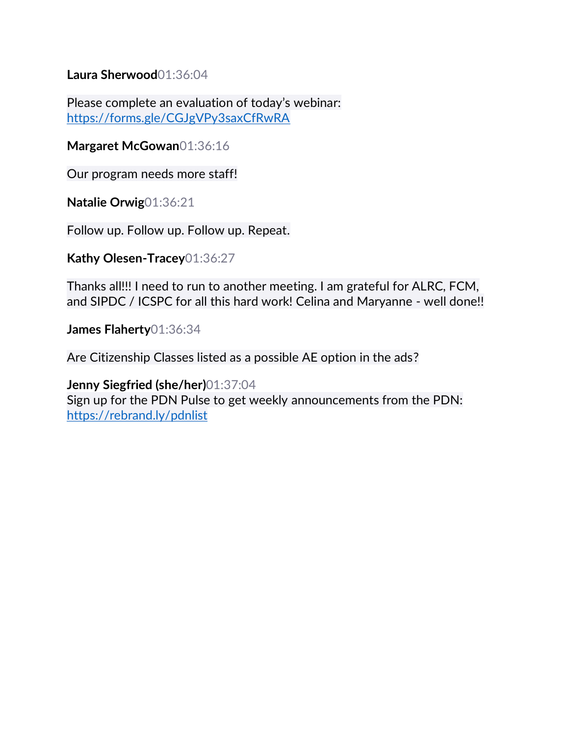**Laura Sherwood**01:36:04

Please complete an evaluation of today's webinar:
https://forms.gle/CGJgVPy3saxCfRwRA

**Margaret McGowan**01:36:16

Our program needs more staff!

**Natalie Orwig**01:36:21

Follow up. Follow up. Follow up. Repeat.

**Kathy Olesen-Tracey**01:36:27

Thanks all!!! I need to run to another meeting. I am grateful for ALRC, FCM, and SIPDC / ICSPC for all this hard work! Celina and Maryanne - well done!!

**James Flaherty**01:36:34

Are Citizenship Classes listed as a possible AE option in the ads?

**Jenny Siegfried (she/her)**01:37:04
Sign up for the PDN Pulse to get weekly announcements from the PDN:
https://rebrand.ly/pdnlist